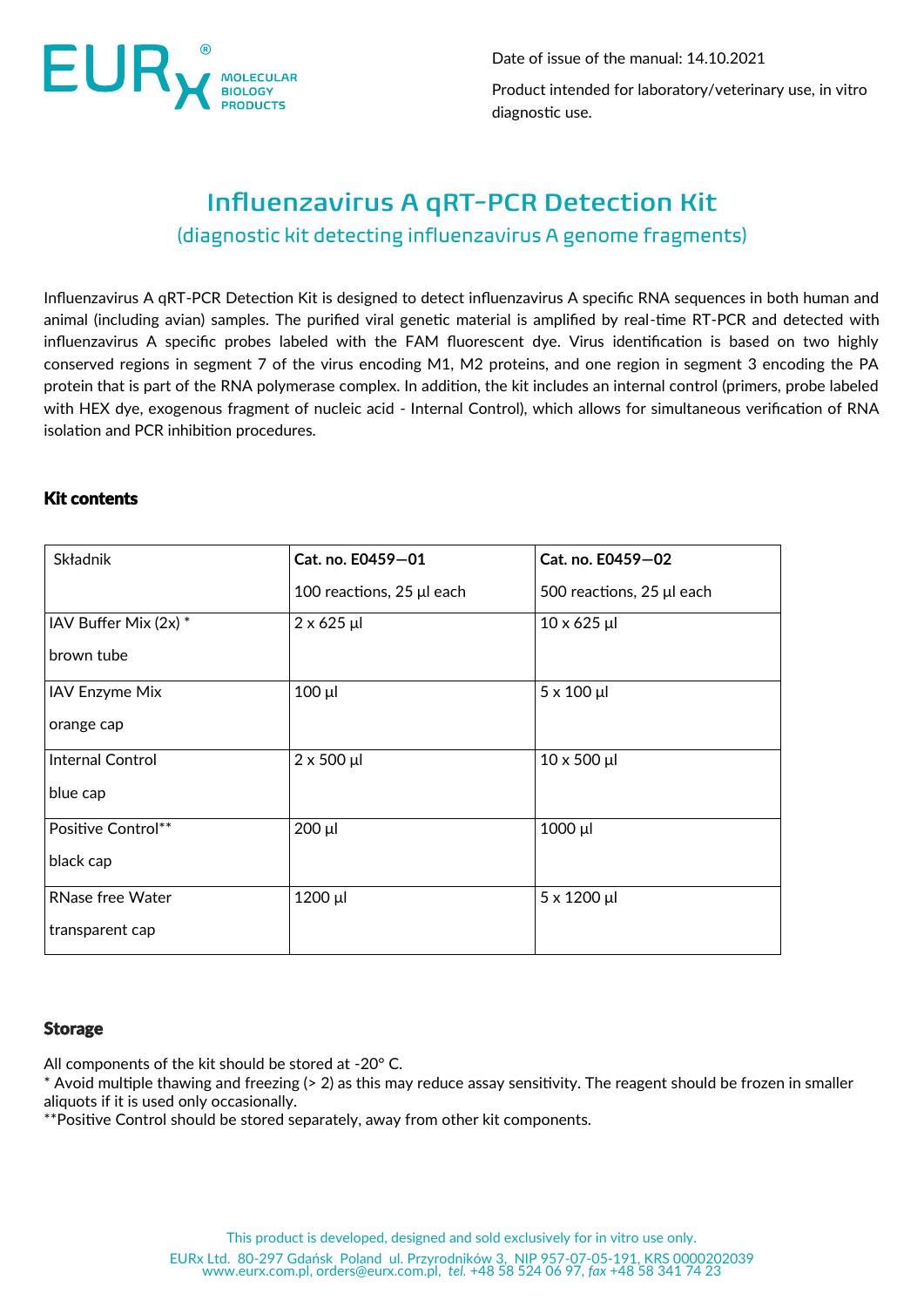EURx® MOLECULAR BIOLOGY PRODUCTS

Date of issue of the manual: 14.10.2021

Product intended for laboratory/veterinary use, in vitro diagnostic use.

# Influenzavirus A qRT-PCR Detection Kit

## (diagnostic kit detecting influenzavirus A genome fragments)

Influenzavirus A qRT-PCR Detection Kit is designed to detect influenzavirus A specific RNA sequences in both human and animal (including avian) samples. The purified viral genetic material is amplified by real-time RT-PCR and detected with influenzavirus A specific probes labeled with the FAM fluorescent dye. Virus identification is based on two highly conserved regions in segment 7 of the virus encoding M1, M2 proteins, and one region in segment 3 encoding the PA protein that is part of the RNA polymerase complex. In addition, the kit includes an internal control (primers, probe labeled with HEX dye, exogenous fragment of nucleic acid - Internal Control), which allows for simultaneous verification of RNA isolation and PCR inhibition procedures.

### Kit contents

| Składnik | **Cat. no. E0459—01**<br>100 reactions, 25 µl each | **Cat. no. E0459—02**<br>500 reactions, 25 µl each |
|---|---|---|
| IAV Buffer Mix (2x) *<br>brown tube | 2 x 625 µl | 10 x 625 µl |
| IAV Enzyme Mix<br>orange cap | 100 µl | 5 x 100 µl |
| Internal Control<br>blue cap | 2 x 500 µl | 10 x 500 µl |
| Positive Control**<br>black cap | 200 µl | 1000 µl |
| RNase free Water<br>transparent cap | 1200 µl | 5 x 1200 µl |

### Storage

All components of the kit should be stored at -20° C.
* Avoid multiple thawing and freezing (> 2) as this may reduce assay sensitivity. The reagent should be frozen in smaller aliquots if it is used only occasionally.
**Positive Control should be stored separately, away from other kit components.

This product is developed, designed and sold exclusively for in vitro use only.
EURx Ltd. 80-297 Gdańsk Poland ul. Przyrodników 3, NIP 957-07-05-191, KRS 0000202039
www.eurx.com.pl, orders@eurx.com.pl, *tel.* +48 58 524 06 97, *fax* +48 58 341 74 23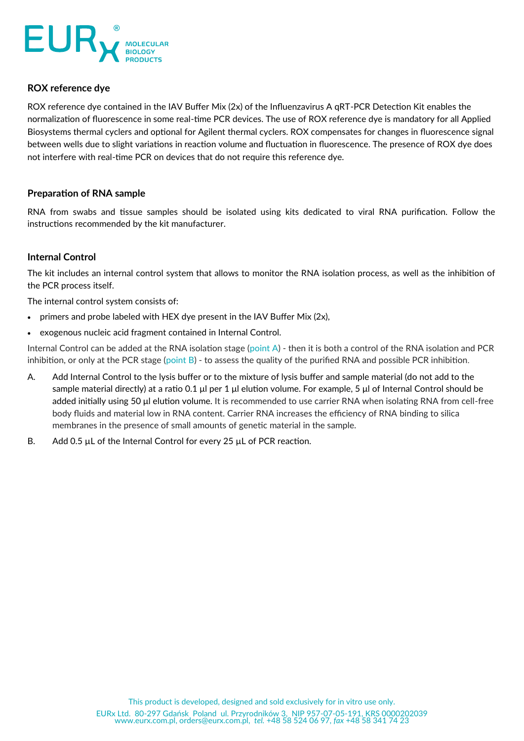## ROX reference dye

ROX reference dye contained in the IAV Buffer Mix (2x) of the Influenzavirus A qRT-PCR Detection Kit enables the normalization of fluorescence in some real-time PCR devices. The use of ROX reference dye is mandatory for all Applied Biosystems thermal cyclers and optional for Agilent thermal cyclers. ROX compensates for changes in fluorescence signal between wells due to slight variations in reaction volume and fluctuation in fluorescence. The presence of ROX dye does not interfere with real-time PCR on devices that do not require this reference dye.

## Preparation of RNA sample

RNA from swabs and tissue samples should be isolated using kits dedicated to viral RNA purification. Follow the instructions recommended by the kit manufacturer.

## Internal Control

The kit includes an internal control system that allows to monitor the RNA isolation process, as well as the inhibition of the PCR process itself.

The internal control system consists of:

- primers and probe labeled with HEX dye present in the IAV Buffer Mix (2x),
- exogenous nucleic acid fragment contained in Internal Control.

Internal Control can be added at the RNA isolation stage (point A) - then it is both a control of the RNA isolation and PCR inhibition, or only at the PCR stage (point B) - to assess the quality of the purified RNA and possible PCR inhibition.

A. Add Internal Control to the lysis buffer or to the mixture of lysis buffer and sample material (do not add to the sample material directly) at a ratio 0.1 µl per 1 µl elution volume. For example, 5 µl of Internal Control should be added initially using 50 µl elution volume. It is recommended to use carrier RNA when isolating RNA from cell-free body fluids and material low in RNA content. Carrier RNA increases the efficiency of RNA binding to silica membranes in the presence of small amounts of genetic material in the sample.

B. Add 0.5 µL of the Internal Control for every 25 µL of PCR reaction.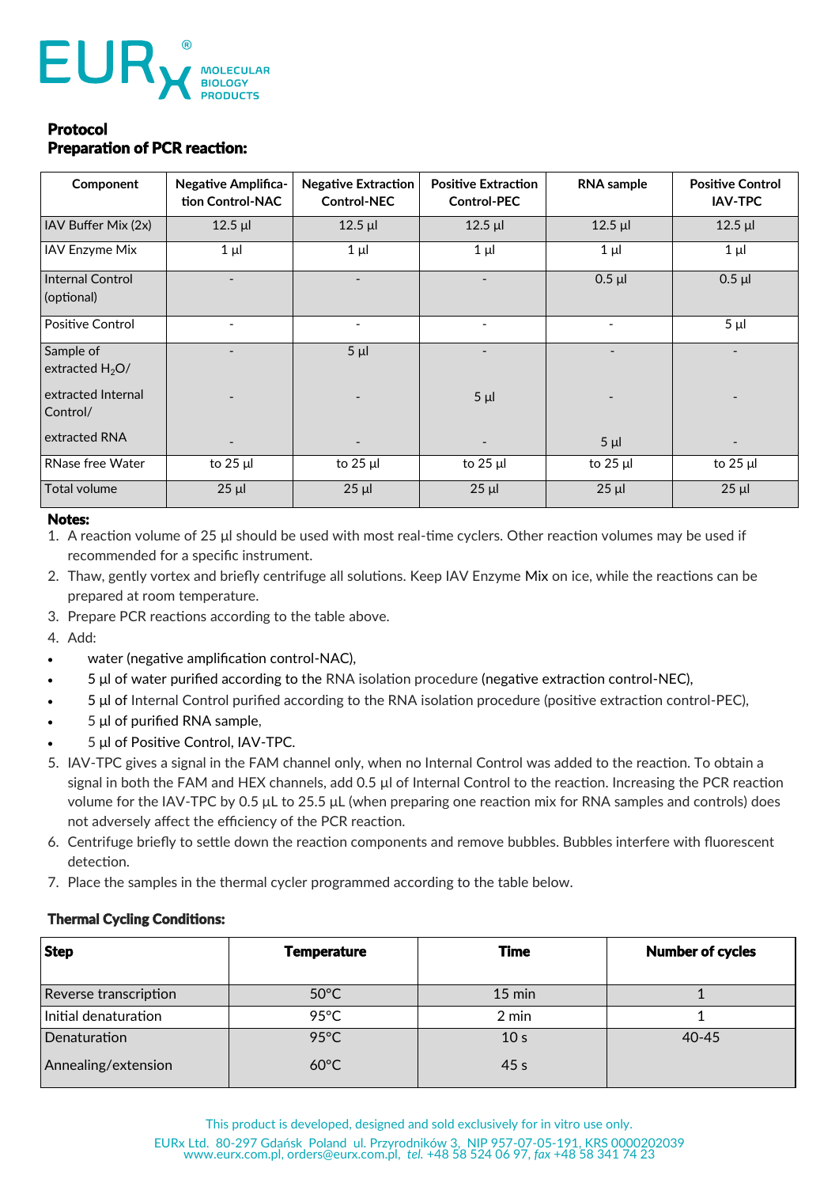**Protocol**
**Preparation of PCR reaction:**

| Component | Negative Amplification Control-NAC | Negative Extraction Control-NEC | Positive Extraction Control-PEC | RNA sample | Positive Control IAV-TPC |
|---|---|---|---|---|---|
| IAV Buffer Mix (2x) | 12.5 µl | 12.5 µl | 12.5 µl | 12.5 µl | 12.5 µl |
| IAV Enzyme Mix | 1 µl | 1 µl | 1 µl | 1 µl | 1 µl |
| Internal Control (optional) | - | - | - | 0.5 µl | 0.5 µl |
| Positive Control | - | - | - | - | 5 µl |
| Sample of extracted $H_2O$/ | - | 5 µl | - | - | - |
| extracted Internal Control/ | - | - | 5 µl | - | - |
| extracted RNA | - | - | - | 5 µl | - |
| RNase free Water | to 25 µl | to 25 µl | to 25 µl | to 25 µl | to 25 µl |
| Total volume | 25 µl | 25 µl | 25 µl | 25 µl | 25 µl |

**Notes:**

1. A reaction volume of 25 µl should be used with most real-time cyclers. Other reaction volumes may be used if recommended for a specific instrument.
2. Thaw, gently vortex and briefly centrifuge all solutions. Keep IAV Enzyme Mix on ice, while the reactions can be prepared at room temperature.
3. Prepare PCR reactions according to the table above.
4. Add:
   - water (negative amplification control-NAC),
   - 5 µl of water purified according to the RNA isolation procedure (negative extraction control-NEC),
   - 5 µl of Internal Control purified according to the RNA isolation procedure (positive extraction control-PEC),
   - 5 µl of purified RNA sample,
   - 5 µl of Positive Control, IAV-TPC.
5. IAV-TPC gives a signal in the FAM channel only, when no Internal Control was added to the reaction. To obtain a signal in both the FAM and HEX channels, add 0.5 µl of Internal Control to the reaction. Increasing the PCR reaction volume for the IAV-TPC by 0.5 µL to 25.5 µL (when preparing one reaction mix for RNA samples and controls) does not adversely affect the efficiency of the PCR reaction.
6. Centrifuge briefly to settle down the reaction components and remove bubbles. Bubbles interfere with fluorescent detection.
7. Place the samples in the thermal cycler programmed according to the table below.

**Thermal Cycling Conditions:**

| Step | Temperature | Time | Number of cycles |
|---|---|---|---|
| Reverse transcription | 50°C | 15 min | 1 |
| Initial denaturation | 95°C | 2 min | 1 |
| Denaturation | 95°C | 10 s | 40-45 |
| Annealing/extension | 60°C | 45 s | |

This product is developed, designed and sold exclusively for in vitro use only.

EURx Ltd. 80-297 Gdańsk Poland ul. Przyrodników 3, NIP 957-07-05-191, KRS 0000202039
www.eurx.com.pl, orders@eurx.com.pl, *tel.* +48 58 524 06 97, *fax* +48 58 341 74 23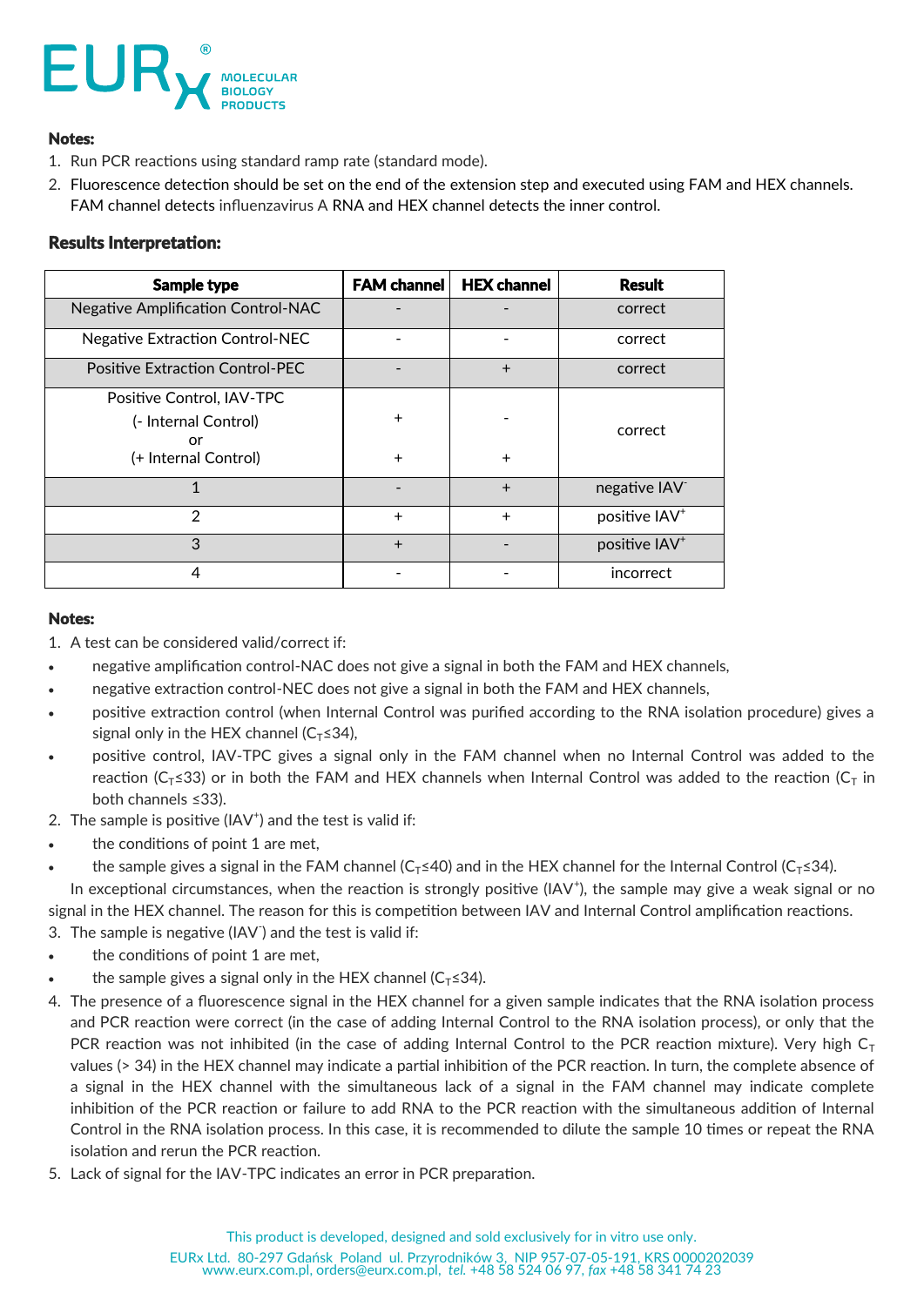**Notes:**

1. Run PCR reactions using standard ramp rate (standard mode).
2. Fluorescence detection should be set on the end of the extension step and executed using FAM and HEX channels. FAM channel detects influenzavirus A RNA and HEX channel detects the inner control.

**Results Interpretation:**

| Sample type | FAM channel | HEX channel | Result |
|---|---|---|---|
| Negative Amplification Control-NAC | - | - | correct |
| Negative Extraction Control-NEC | - | - | correct |
| Positive Extraction Control-PEC | - | + | correct |
| Positive Control, IAV-TPC (- Internal Control) or (+ Internal Control) | + / + | - / + | correct |
| 1 | - | + | negative $IAV^-$ |
| 2 | + | + | positive $IAV^+$ |
| 3 | + | - | positive $IAV^+$ |
| 4 | - | - | incorrect |

**Notes:**

1. A test can be considered valid/correct if:
   - negative amplification control-NAC does not give a signal in both the FAM and HEX channels,
   - negative extraction control-NEC does not give a signal in both the FAM and HEX channels,
   - positive extraction control (when Internal Control was purified according to the RNA isolation procedure) gives a signal only in the HEX channel ($C_T \leq 34$),
   - positive control, IAV-TPC gives a signal only in the FAM channel when no Internal Control was added to the reaction ($C_T \leq 33$) or in both the FAM and HEX channels when Internal Control was added to the reaction ($C_T$ in both channels ≤33).
2. The sample is positive ($IAV^+$) and the test is valid if:
   - the conditions of point 1 are met,
   - the sample gives a signal in the FAM channel ($C_T \leq 40$) and in the HEX channel for the Internal Control ($C_T \leq 34$).

   In exceptional circumstances, when the reaction is strongly positive ($IAV^+$), the sample may give a weak signal or no signal in the HEX channel. The reason for this is competition between IAV and Internal Control amplification reactions.
3. The sample is negative ($IAV^-$) and the test is valid if:
   - the conditions of point 1 are met,
   - the sample gives a signal only in the HEX channel ($C_T \leq 34$).
4. The presence of a fluorescence signal in the HEX channel for a given sample indicates that the RNA isolation process and PCR reaction were correct (in the case of adding Internal Control to the RNA isolation process), or only that the PCR reaction was not inhibited (in the case of adding Internal Control to the PCR reaction mixture). Very high $C_T$ values (> 34) in the HEX channel may indicate a partial inhibition of the PCR reaction. In turn, the complete absence of a signal in the HEX channel with the simultaneous lack of a signal in the FAM channel may indicate complete inhibition of the PCR reaction or failure to add RNA to the PCR reaction with the simultaneous addition of Internal Control in the RNA isolation process. In this case, it is recommended to dilute the sample 10 times or repeat the RNA isolation and rerun the PCR reaction.
5. Lack of signal for the IAV-TPC indicates an error in PCR preparation.